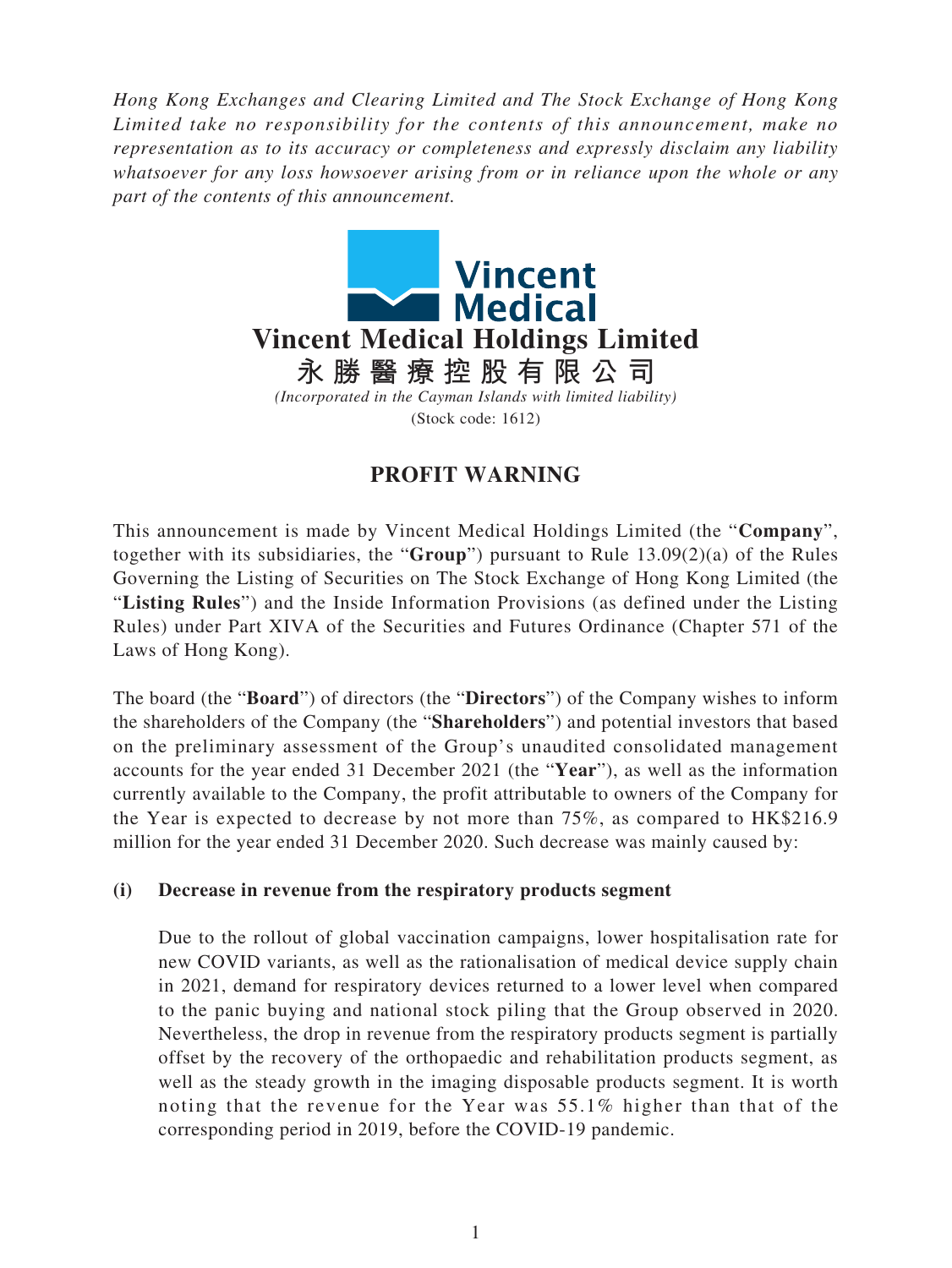*Hong Kong Exchanges and Clearing Limited and The Stock Exchange of Hong Kong Limited take no responsibility for the contents of this announcement, make no representation as to its accuracy or completeness and expressly disclaim any liability whatsoever for any loss howsoever arising from or in reliance upon the whole or any part of the contents of this announcement.*

**Vincent Medical Holdings Limited**

**永勝醫療控股有限公司**

*(Incorporated in the Cayman Islands with limited liability)*

(Stock code: 1612)

# PROFIT WARNING

This announcement is made by Vincent Medical Holdings Limited (the "**Company**", together with its subsidiaries, the "**Group**") pursuant to Rule 13.09(2)(a) of the Rules Governing the Listing of Securities on The Stock Exchange of Hong Kong Limited (the "**Listing Rules**") and the Inside Information Provisions (as defined under the Listing Rules) under Part XIVA of the Securities and Futures Ordinance (Chapter 571 of the Laws of Hong Kong).

The board (the "**Board**") of directors (the "**Directors**") of the Company wishes to inform the shareholders of the Company (the "**Shareholders**") and potential investors that based on the preliminary assessment of the Group's unaudited consolidated management accounts for the year ended 31 December 2021 (the "**Year**"), as well as the information currently available to the Company, the profit attributable to owners of the Company for the Year is expected to decrease by not more than 75%, as compared to HK$216.9 million for the year ended 31 December 2020. Such decrease was mainly caused by:

**(i) Decrease in revenue from the respiratory products segment**

Due to the rollout of global vaccination campaigns, lower hospitalisation rate for new COVID variants, as well as the rationalisation of medical device supply chain in 2021, demand for respiratory devices returned to a lower level when compared to the panic buying and national stock piling that the Group observed in 2020. Nevertheless, the drop in revenue from the respiratory products segment is partially offset by the recovery of the orthopaedic and rehabilitation products segment, as well as the steady growth in the imaging disposable products segment. It is worth noting that the revenue for the Year was 55.1% higher than that of the corresponding period in 2019, before the COVID-19 pandemic.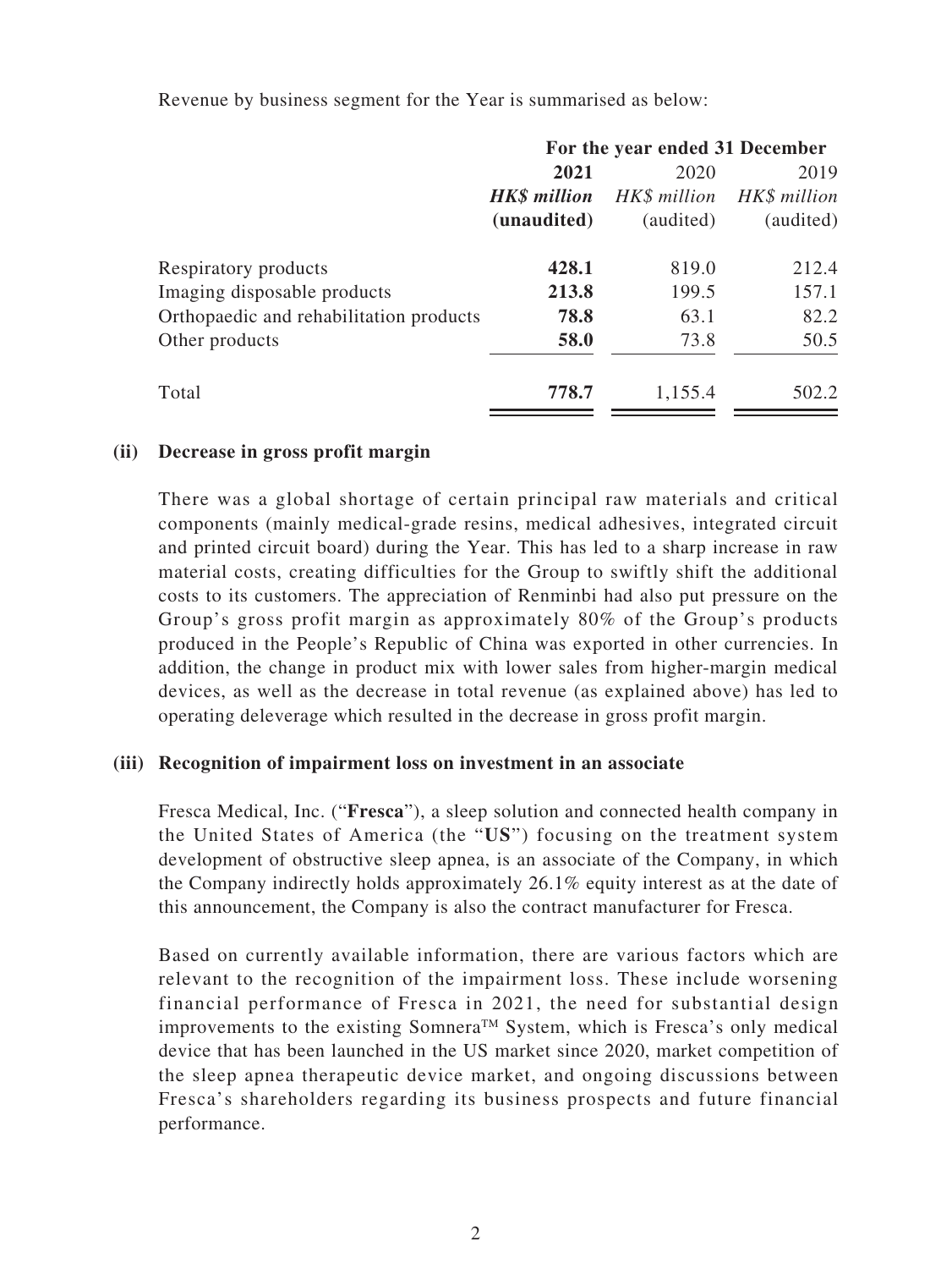Revenue by business segment for the Year is summarised as below:

| | For the year ended 31 December | | |
|---|---|---|---|
| | **2021** | 2020 | 2019 |
| | ***HK$ million*** | *HK$ million* | *HK$ million* |
| | **(unaudited)** | (audited) | (audited) |
| Respiratory products | **428.1** | 819.0 | 212.4 |
| Imaging disposable products | **213.8** | 199.5 | 157.1 |
| Orthopaedic and rehabilitation products | **78.8** | 63.1 | 82.2 |
| Other products | **58.0** | 73.8 | 50.5 |
| Total | **778.7** | 1,155.4 | 502.2 |

**(ii) Decrease in gross profit margin**

There was a global shortage of certain principal raw materials and critical components (mainly medical-grade resins, medical adhesives, integrated circuit and printed circuit board) during the Year. This has led to a sharp increase in raw material costs, creating difficulties for the Group to swiftly shift the additional costs to its customers. The appreciation of Renminbi had also put pressure on the Group's gross profit margin as approximately 80% of the Group's products produced in the People's Republic of China was exported in other currencies. In addition, the change in product mix with lower sales from higher-margin medical devices, as well as the decrease in total revenue (as explained above) has led to operating deleverage which resulted in the decrease in gross profit margin.

**(iii) Recognition of impairment loss on investment in an associate**

Fresca Medical, Inc. ("**Fresca**"), a sleep solution and connected health company in the United States of America (the "**US**") focusing on the treatment system development of obstructive sleep apnea, is an associate of the Company, in which the Company indirectly holds approximately 26.1% equity interest as at the date of this announcement, the Company is also the contract manufacturer for Fresca.

Based on currently available information, there are various factors which are relevant to the recognition of the impairment loss. These include worsening financial performance of Fresca in 2021, the need for substantial design improvements to the existing Somnera™ System, which is Fresca's only medical device that has been launched in the US market since 2020, market competition of the sleep apnea therapeutic device market, and ongoing discussions between Fresca's shareholders regarding its business prospects and future financial performance.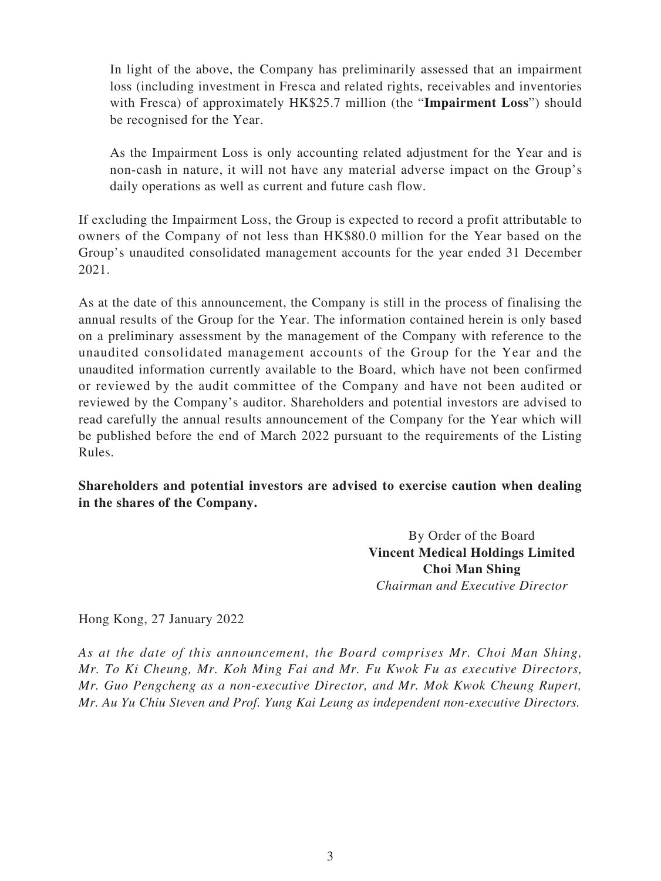In light of the above, the Company has preliminarily assessed that an impairment loss (including investment in Fresca and related rights, receivables and inventories with Fresca) of approximately HK$25.7 million (the "**Impairment Loss**") should be recognised for the Year.

As the Impairment Loss is only accounting related adjustment for the Year and is non-cash in nature, it will not have any material adverse impact on the Group's daily operations as well as current and future cash flow.

If excluding the Impairment Loss, the Group is expected to record a profit attributable to owners of the Company of not less than HK$80.0 million for the Year based on the Group's unaudited consolidated management accounts for the year ended 31 December 2021.

As at the date of this announcement, the Company is still in the process of finalising the annual results of the Group for the Year. The information contained herein is only based on a preliminary assessment by the management of the Company with reference to the unaudited consolidated management accounts of the Group for the Year and the unaudited information currently available to the Board, which have not been confirmed or reviewed by the audit committee of the Company and have not been audited or reviewed by the Company's auditor. Shareholders and potential investors are advised to read carefully the annual results announcement of the Company for the Year which will be published before the end of March 2022 pursuant to the requirements of the Listing Rules.

**Shareholders and potential investors are advised to exercise caution when dealing in the shares of the Company.**

By Order of the Board
**Vincent Medical Holdings Limited**
**Choi Man Shing**
*Chairman and Executive Director*

Hong Kong, 27 January 2022

*As at the date of this announcement, the Board comprises Mr. Choi Man Shing, Mr. To Ki Cheung, Mr. Koh Ming Fai and Mr. Fu Kwok Fu as executive Directors, Mr. Guo Pengcheng as a non-executive Director, and Mr. Mok Kwok Cheung Rupert, Mr. Au Yu Chiu Steven and Prof. Yung Kai Leung as independent non-executive Directors.*